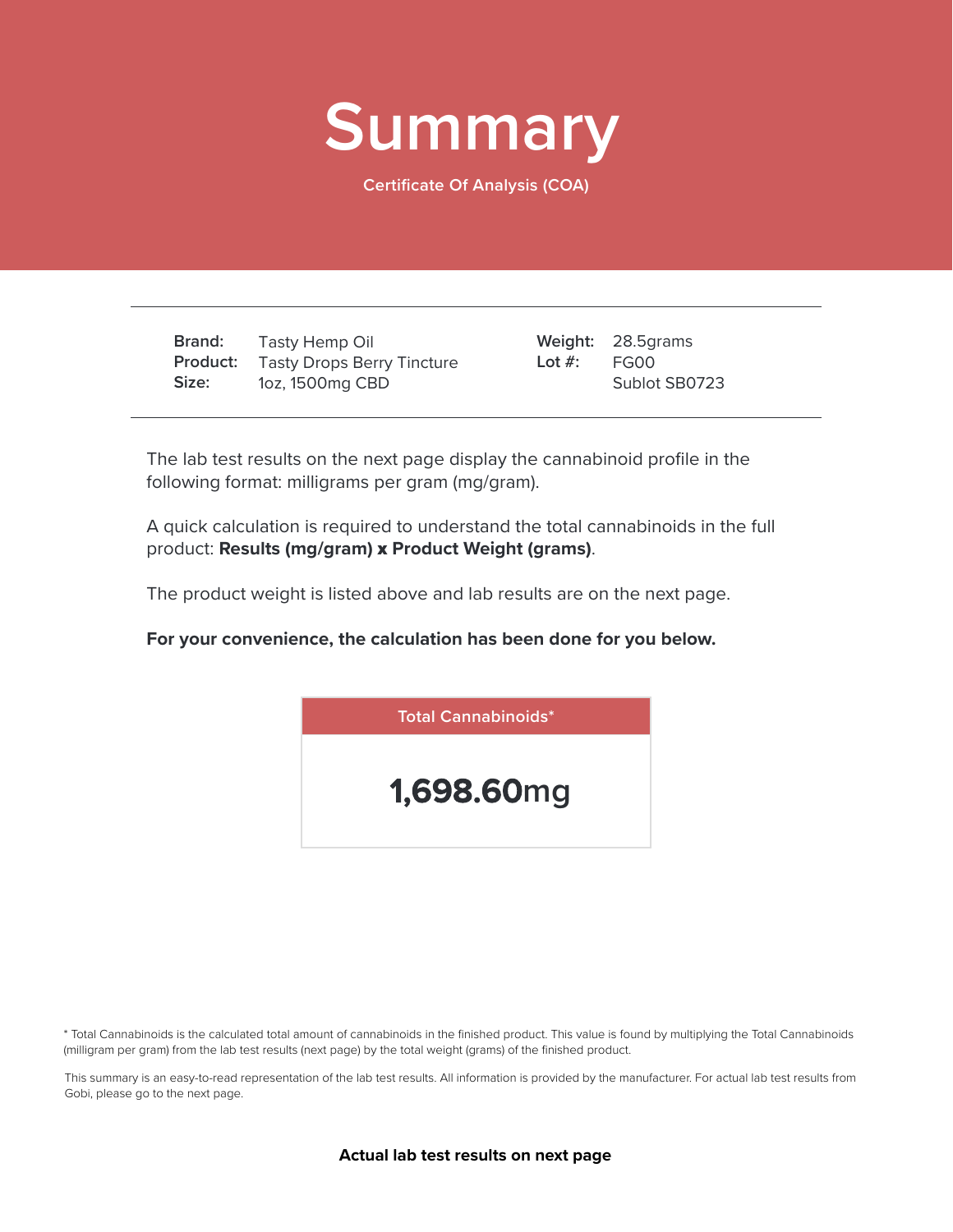# Summary

Certificate Of Analysis (COA)

| | | | |
|---|---|---|---|
| **Brand:** | Tasty Hemp Oil | **Weight:** | 28.5grams |
| **Product:** | Tasty Drops Berry Tincture | **Lot #:** | FG00 |
| **Size:** | 1oz, 1500mg CBD | | Sublot SB0723 |

The lab test results on the next page display the cannabinoid profile in the following format: milligrams per gram (mg/gram).

A quick calculation is required to understand the total cannabinoids in the full product: **Results (mg/gram) x Product Weight (grams)**.

The product weight is listed above and lab results are on the next page.

**For your convenience, the calculation has been done for you below.**

| Total Cannabinoids* |
|---|
| **1,698.60**mg |

* Total Cannabinoids is the calculated total amount of cannabinoids in the finished product. This value is found by multiplying the Total Cannabinoids (milligram per gram) from the lab test results (next page) by the total weight (grams) of the finished product.

This summary is an easy-to-read representation of the lab test results. All information is provided by the manufacturer. For actual lab test results from Gobi, please go to the next page.

**Actual lab test results on next page**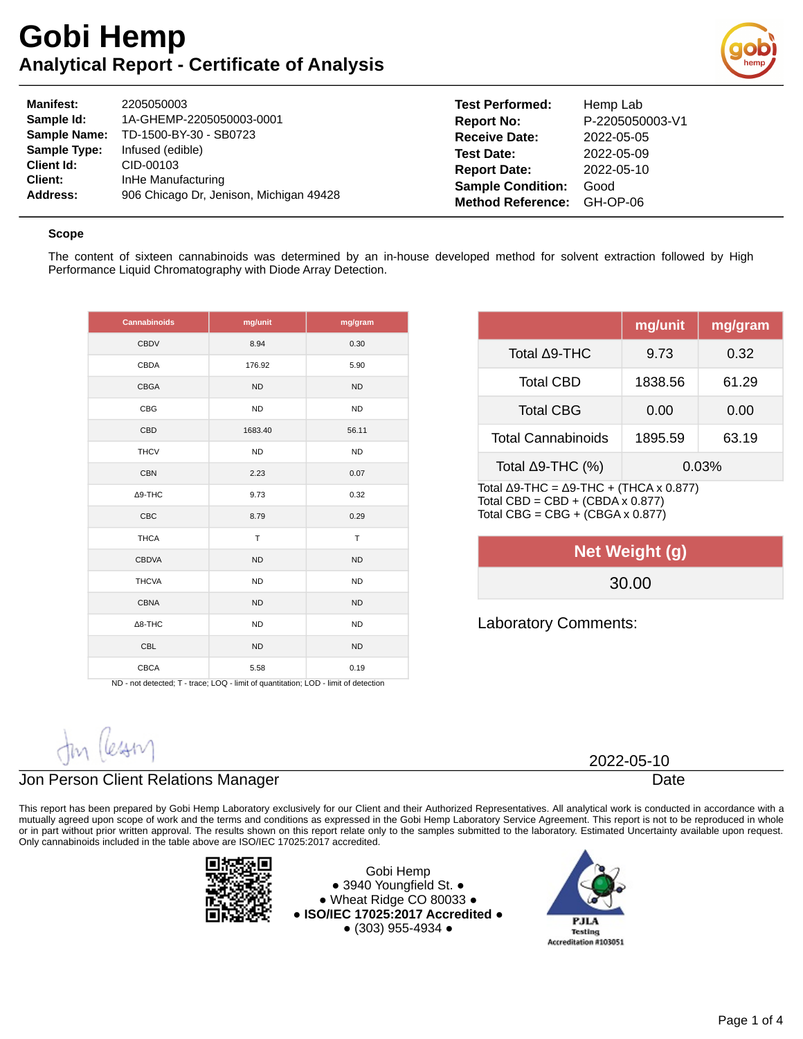# Gobi Hemp

## Analytical Report - Certificate of Analysis

| | | | |
|---|---|---|---|
| **Manifest:** | 2205050003 | **Test Performed:** | Hemp Lab |
| **Sample Id:** | 1A-GHEMP-2205050003-0001 | **Report No:** | P-2205050003-V1 |
| **Sample Name:** | TD-1500-BY-30 - SB0723 | **Receive Date:** | 2022-05-05 |
| **Sample Type:** | Infused (edible) | **Test Date:** | 2022-05-09 |
| **Client Id:** | CID-00103 | **Report Date:** | 2022-05-10 |
| **Client:** | InHe Manufacturing | **Sample Condition:** | Good |
| **Address:** | 906 Chicago Dr, Jenison, Michigan 49428 | **Method Reference:** | GH-OP-06 |

### Scope

The content of sixteen cannabinoids was determined by an in-house developed method for solvent extraction followed by High Performance Liquid Chromatography with Diode Array Detection.

| Cannabinoids | mg/unit | mg/gram |
|---|---|---|
| CBDV | 8.94 | 0.30 |
| CBDA | 176.92 | 5.90 |
| CBGA | ND | ND |
| CBG | ND | ND |
| CBD | 1683.40 | 56.11 |
| THCV | ND | ND |
| CBN | 2.23 | 0.07 |
| Δ9-THC | 9.73 | 0.32 |
| CBC | 8.79 | 0.29 |
| THCA | T | T |
| CBDVA | ND | ND |
| THCVA | ND | ND |
| CBNA | ND | ND |
| Δ8-THC | ND | ND |
| CBL | ND | ND |
| CBCA | 5.58 | 0.19 |

ND - not detected; T - trace; LOQ - limit of quantitation; LOD - limit of detection

| | mg/unit | mg/gram |
|---|---|---|
| Total Δ9-THC | 9.73 | 0.32 |
| Total CBD | 1838.56 | 61.29 |
| Total CBG | 0.00 | 0.00 |
| Total Cannabinoids | 1895.59 | 63.19 |
| Total Δ9-THC (%) | 0.03% | |

Total Δ9-THC = Δ9-THC + (THCA x 0.877)
Total CBD = CBD + (CBDA x 0.877)
Total CBG = CBG + (CBGA x 0.877)

| Net Weight (g) |
|---|
| 30.00 |

Laboratory Comments:

Jon Person Client Relations Manager

2022-05-10
Date

This report has been prepared by Gobi Hemp Laboratory exclusively for our Client and their Authorized Representatives. All analytical work is conducted in accordance with a mutually agreed upon scope of work and the terms and conditions as expressed in the Gobi Hemp Laboratory Service Agreement. This report is not to be reproduced in whole or in part without prior written approval. The results shown on this report relate only to the samples submitted to the laboratory. Estimated Uncertainty available upon request. Only cannabinoids included in the table above are ISO/IEC 17025:2017 accredited.

Gobi Hemp
• 3940 Youngfield St. •
• Wheat Ridge CO 80033 •
**• ISO/IEC 17025:2017 Accredited •**
• (303) 955-4934 •

PJLA Testing Accreditation #103051